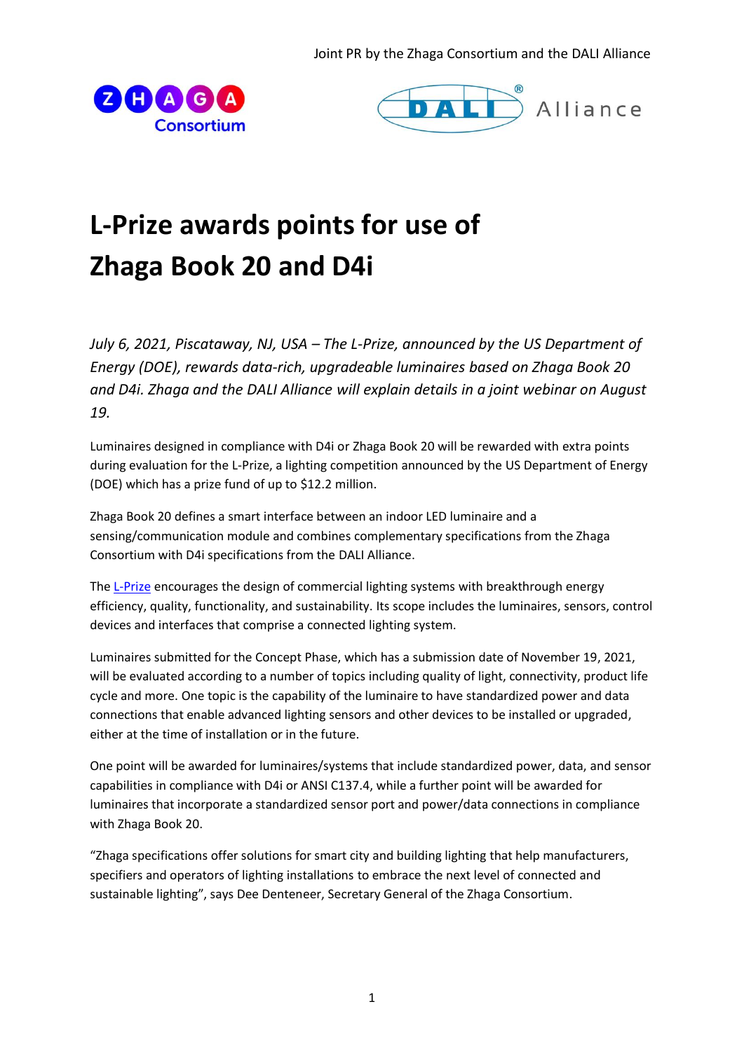Joint PR by the Zhaga Consortium and the DALI Alliance

# L-Prize awards points for use of Zhaga Book 20 and D4i

*July 6, 2021, Piscataway, NJ, USA – The L-Prize, announced by the US Department of Energy (DOE), rewards data-rich, upgradeable luminaires based on Zhaga Book 20 and D4i. Zhaga and the DALI Alliance will explain details in a joint webinar on August 19.*

Luminaires designed in compliance with D4i or Zhaga Book 20 will be rewarded with extra points during evaluation for the L-Prize, a lighting competition announced by the US Department of Energy (DOE) which has a prize fund of up to $12.2 million.

Zhaga Book 20 defines a smart interface between an indoor LED luminaire and a sensing/communication module and combines complementary specifications from the Zhaga Consortium with D4i specifications from the DALI Alliance.

The L-Prize encourages the design of commercial lighting systems with breakthrough energy efficiency, quality, functionality, and sustainability. Its scope includes the luminaires, sensors, control devices and interfaces that comprise a connected lighting system.

Luminaires submitted for the Concept Phase, which has a submission date of November 19, 2021, will be evaluated according to a number of topics including quality of light, connectivity, product life cycle and more. One topic is the capability of the luminaire to have standardized power and data connections that enable advanced lighting sensors and other devices to be installed or upgraded, either at the time of installation or in the future.

One point will be awarded for luminaires/systems that include standardized power, data, and sensor capabilities in compliance with D4i or ANSI C137.4, while a further point will be awarded for luminaires that incorporate a standardized sensor port and power/data connections in compliance with Zhaga Book 20.

"Zhaga specifications offer solutions for smart city and building lighting that help manufacturers, specifiers and operators of lighting installations to embrace the next level of connected and sustainable lighting", says Dee Denteneer, Secretary General of the Zhaga Consortium.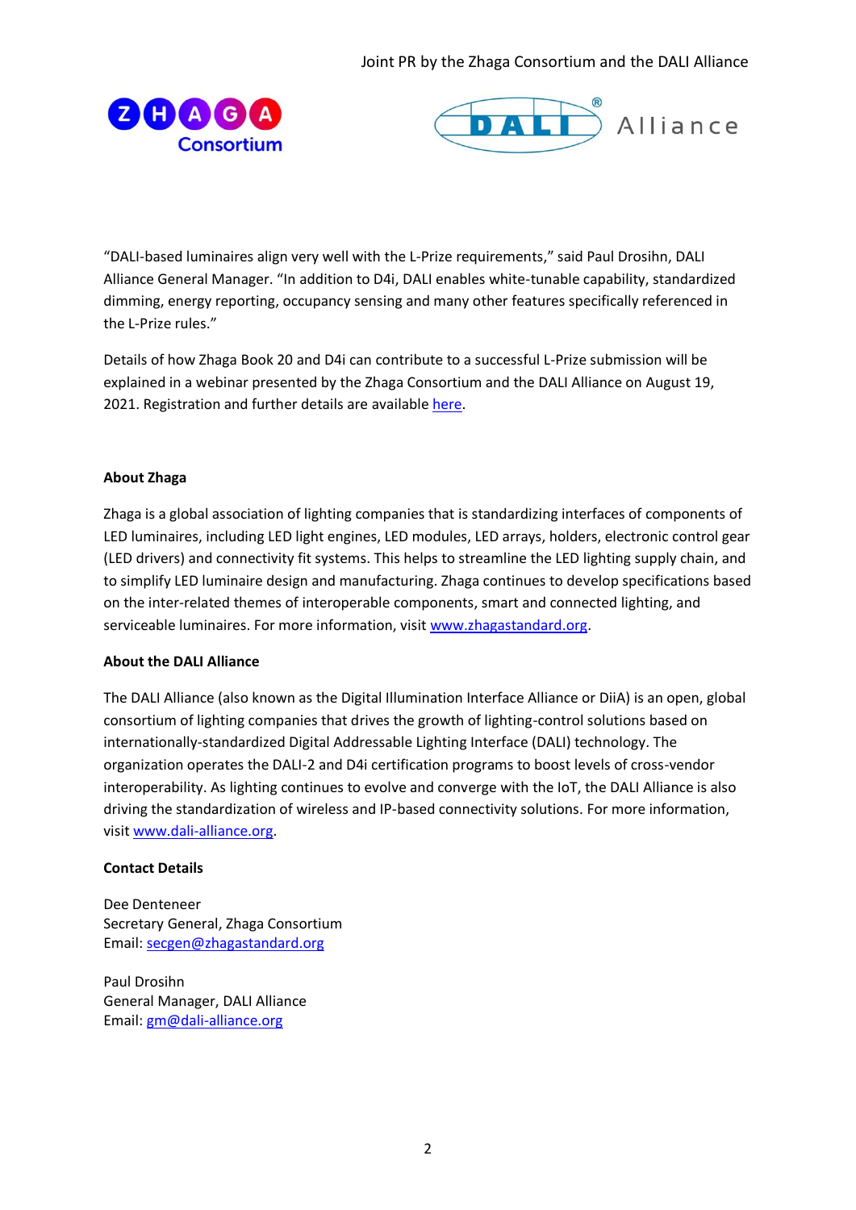"DALI-based luminaires align very well with the L-Prize requirements," said Paul Drosihn, DALI Alliance General Manager. "In addition to D4i, DALI enables white-tunable capability, standardized dimming, energy reporting, occupancy sensing and many other features specifically referenced in the L-Prize rules."

Details of how Zhaga Book 20 and D4i can contribute to a successful L-Prize submission will be explained in a webinar presented by the Zhaga Consortium and the DALI Alliance on August 19, 2021. Registration and further details are available here.

**About Zhaga**

Zhaga is a global association of lighting companies that is standardizing interfaces of components of LED luminaires, including LED light engines, LED modules, LED arrays, holders, electronic control gear (LED drivers) and connectivity fit systems. This helps to streamline the LED lighting supply chain, and to simplify LED luminaire design and manufacturing. Zhaga continues to develop specifications based on the inter-related themes of interoperable components, smart and connected lighting, and serviceable luminaires. For more information, visit www.zhagastandard.org.

**About the DALI Alliance**

The DALI Alliance (also known as the Digital Illumination Interface Alliance or DiiA) is an open, global consortium of lighting companies that drives the growth of lighting-control solutions based on internationally-standardized Digital Addressable Lighting Interface (DALI) technology. The organization operates the DALI-2 and D4i certification programs to boost levels of cross-vendor interoperability. As lighting continues to evolve and converge with the IoT, the DALI Alliance is also driving the standardization of wireless and IP-based connectivity solutions. For more information, visit www.dali-alliance.org.

**Contact Details**

Dee Denteneer
Secretary General, Zhaga Consortium
Email: secgen@zhagastandard.org

Paul Drosihn
General Manager, DALI Alliance
Email: gm@dali-alliance.org